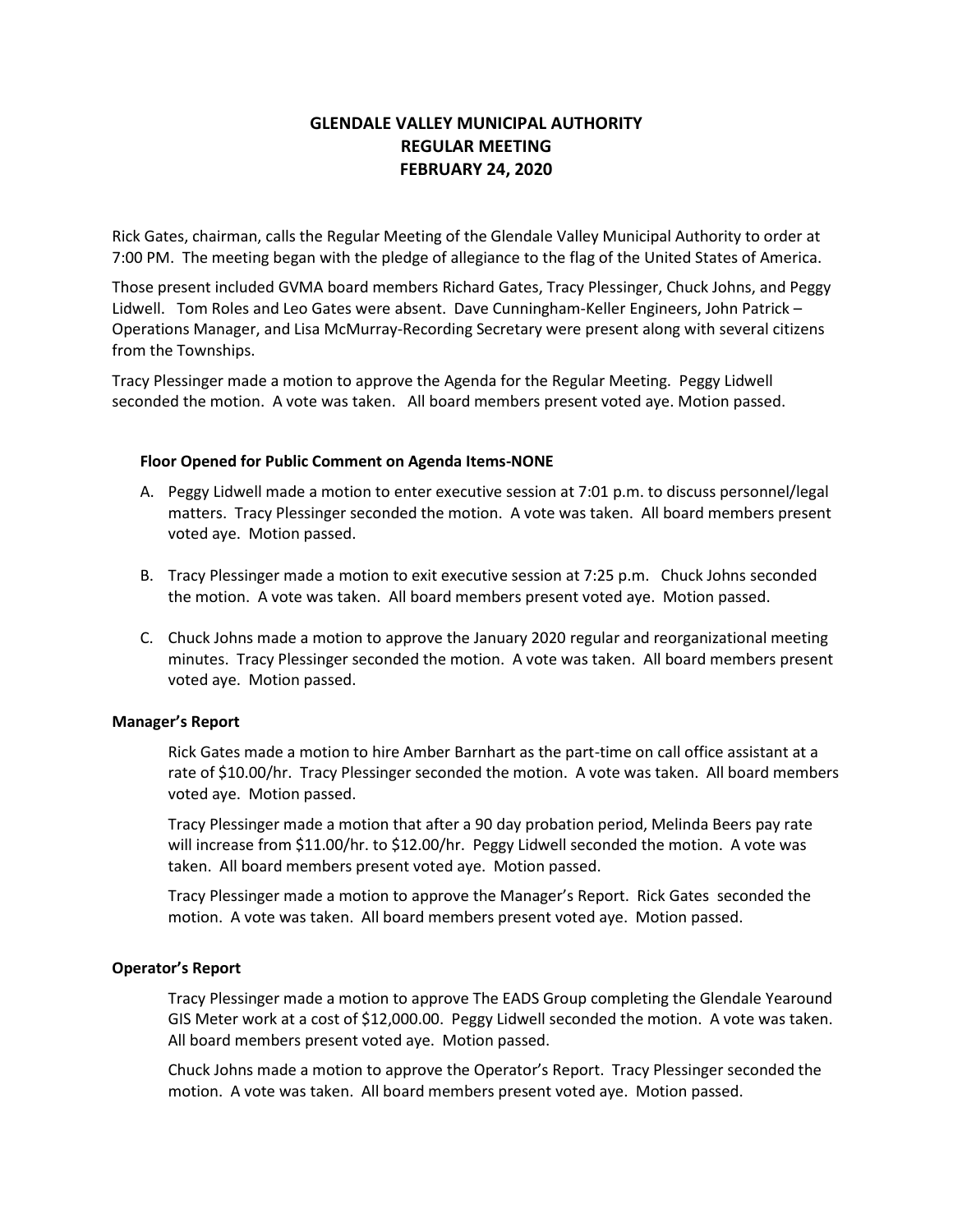# GLENDALE VALLEY MUNICIPAL AUTHORITY
# REGULAR MEETING
# FEBRUARY 24, 2020

Rick Gates, chairman, calls the Regular Meeting of the Glendale Valley Municipal Authority to order at 7:00 PM. The meeting began with the pledge of allegiance to the flag of the United States of America.

Those present included GVMA board members Richard Gates, Tracy Plessinger, Chuck Johns, and Peggy Lidwell. Tom Roles and Leo Gates were absent. Dave Cunningham-Keller Engineers, John Patrick – Operations Manager, and Lisa McMurray-Recording Secretary were present along with several citizens from the Townships.

Tracy Plessinger made a motion to approve the Agenda for the Regular Meeting. Peggy Lidwell seconded the motion. A vote was taken. All board members present voted aye. Motion passed.

### Floor Opened for Public Comment on Agenda Items-NONE

A. Peggy Lidwell made a motion to enter executive session at 7:01 p.m. to discuss personnel/legal matters. Tracy Plessinger seconded the motion. A vote was taken. All board members present voted aye. Motion passed.

B. Tracy Plessinger made a motion to exit executive session at 7:25 p.m. Chuck Johns seconded the motion. A vote was taken. All board members present voted aye. Motion passed.

C. Chuck Johns made a motion to approve the January 2020 regular and reorganizational meeting minutes. Tracy Plessinger seconded the motion. A vote was taken. All board members present voted aye. Motion passed.

## Manager's Report

Rick Gates made a motion to hire Amber Barnhart as the part-time on call office assistant at a rate of $10.00/hr. Tracy Plessinger seconded the motion. A vote was taken. All board members voted aye. Motion passed.

Tracy Plessinger made a motion that after a 90 day probation period, Melinda Beers pay rate will increase from $11.00/hr. to $12.00/hr. Peggy Lidwell seconded the motion. A vote was taken. All board members present voted aye. Motion passed.

Tracy Plessinger made a motion to approve the Manager's Report. Rick Gates seconded the motion. A vote was taken. All board members present voted aye. Motion passed.

## Operator's Report

Tracy Plessinger made a motion to approve The EADS Group completing the Glendale Yearound GIS Meter work at a cost of $12,000.00. Peggy Lidwell seconded the motion. A vote was taken. All board members present voted aye. Motion passed.

Chuck Johns made a motion to approve the Operator's Report. Tracy Plessinger seconded the motion. A vote was taken. All board members present voted aye. Motion passed.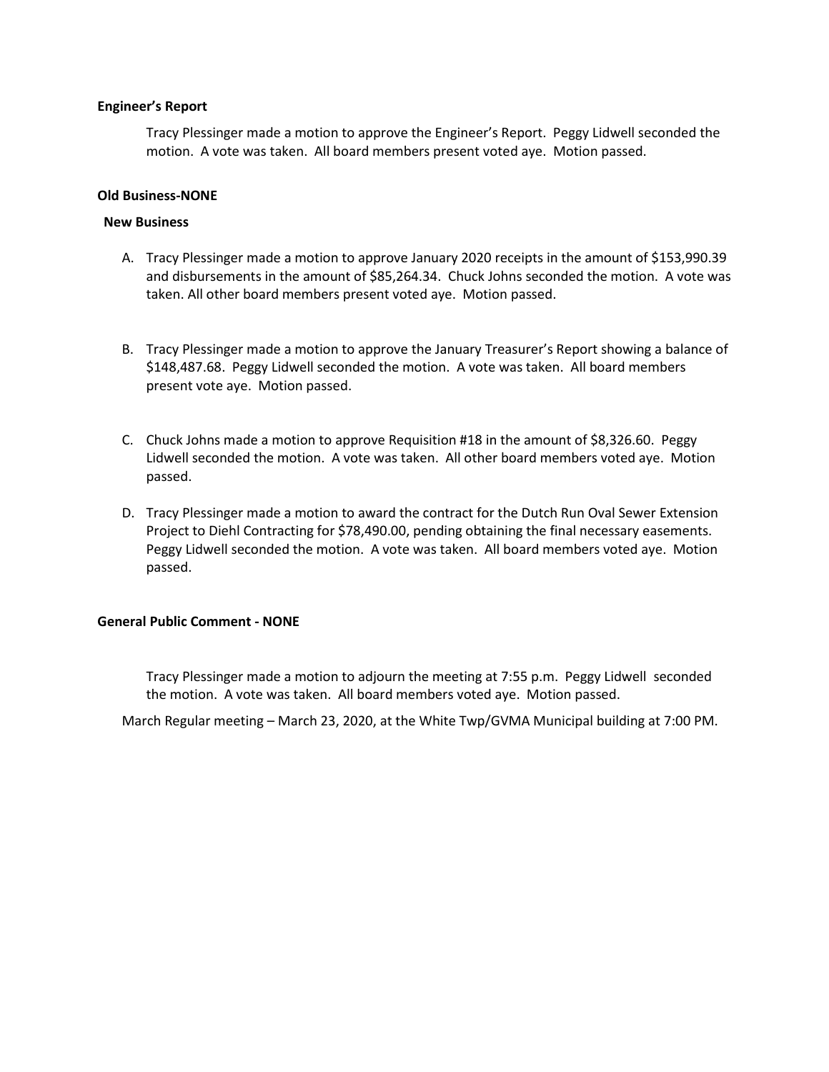**Engineer's Report**

Tracy Plessinger made a motion to approve the Engineer's Report. Peggy Lidwell seconded the motion. A vote was taken. All board members present voted aye. Motion passed.

**Old Business-NONE**

**New Business**

A. Tracy Plessinger made a motion to approve January 2020 receipts in the amount of $153,990.39 and disbursements in the amount of $85,264.34. Chuck Johns seconded the motion. A vote was taken. All other board members present voted aye. Motion passed.

B. Tracy Plessinger made a motion to approve the January Treasurer's Report showing a balance of $148,487.68. Peggy Lidwell seconded the motion. A vote was taken. All board members present vote aye. Motion passed.

C. Chuck Johns made a motion to approve Requisition #18 in the amount of $8,326.60. Peggy Lidwell seconded the motion. A vote was taken. All other board members voted aye. Motion passed.

D. Tracy Plessinger made a motion to award the contract for the Dutch Run Oval Sewer Extension Project to Diehl Contracting for $78,490.00, pending obtaining the final necessary easements. Peggy Lidwell seconded the motion. A vote was taken. All board members voted aye. Motion passed.

**General Public Comment - NONE**

Tracy Plessinger made a motion to adjourn the meeting at 7:55 p.m. Peggy Lidwell seconded the motion. A vote was taken. All board members voted aye. Motion passed.

March Regular meeting – March 23, 2020, at the White Twp/GVMA Municipal building at 7:00 PM.